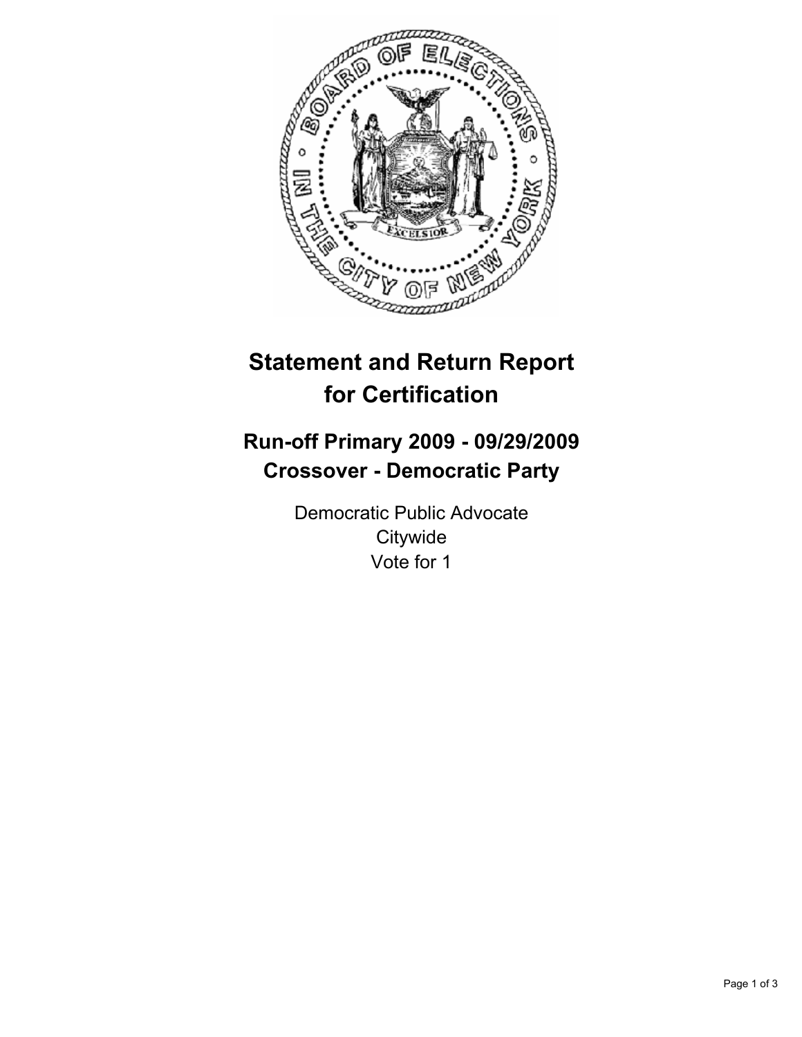# Statement and Return Report for Certification

## Run-off Primary 2009 - 09/29/2009
## Crossover - Democratic Party

Democratic Public Advocate
Citywide
Vote for 1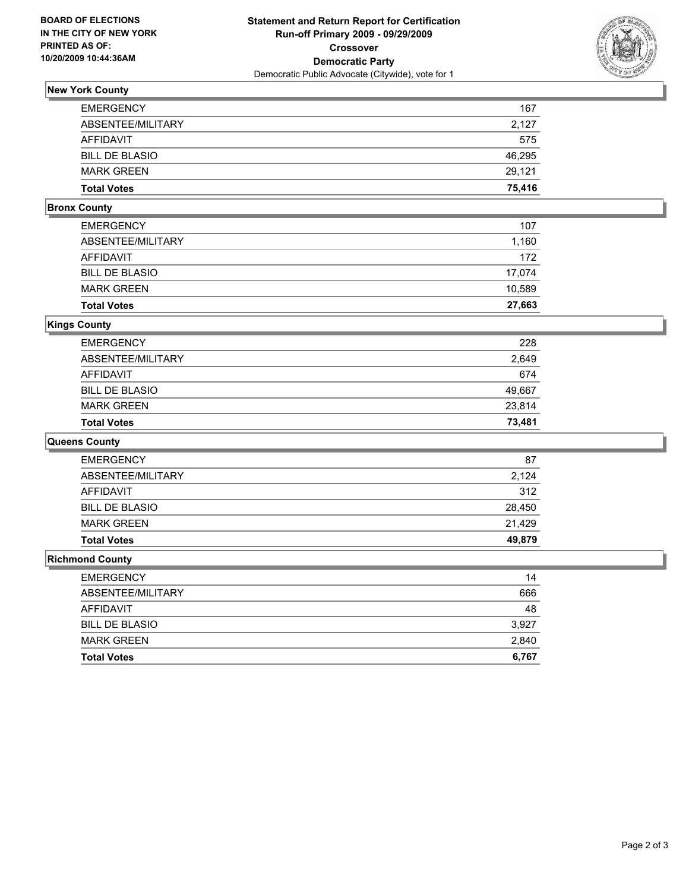**BOARD OF ELECTIONS IN THE CITY OF NEW YORK PRINTED AS OF: 10/20/2009 10:44:36AM**

# Statement and Return Report for Certification
## Run-off Primary 2009 - 09/29/2009
## Crossover
## Democratic Party
Democratic Public Advocate (Citywide), vote for 1

### New York County

| | |
|---|---|
| EMERGENCY | 167 |
| ABSENTEE/MILITARY | 2,127 |
| AFFIDAVIT | 575 |
| BILL DE BLASIO | 46,295 |
| MARK GREEN | 29,121 |
| **Total Votes** | **75,416** |

### Bronx County

| | |
|---|---|
| EMERGENCY | 107 |
| ABSENTEE/MILITARY | 1,160 |
| AFFIDAVIT | 172 |
| BILL DE BLASIO | 17,074 |
| MARK GREEN | 10,589 |
| **Total Votes** | **27,663** |

### Kings County

| | |
|---|---|
| EMERGENCY | 228 |
| ABSENTEE/MILITARY | 2,649 |
| AFFIDAVIT | 674 |
| BILL DE BLASIO | 49,667 |
| MARK GREEN | 23,814 |
| **Total Votes** | **73,481** |

### Queens County

| | |
|---|---|
| EMERGENCY | 87 |
| ABSENTEE/MILITARY | 2,124 |
| AFFIDAVIT | 312 |
| BILL DE BLASIO | 28,450 |
| MARK GREEN | 21,429 |
| **Total Votes** | **49,879** |

### Richmond County

| | |
|---|---|
| EMERGENCY | 14 |
| ABSENTEE/MILITARY | 666 |
| AFFIDAVIT | 48 |
| BILL DE BLASIO | 3,927 |
| MARK GREEN | 2,840 |
| **Total Votes** | **6,767** |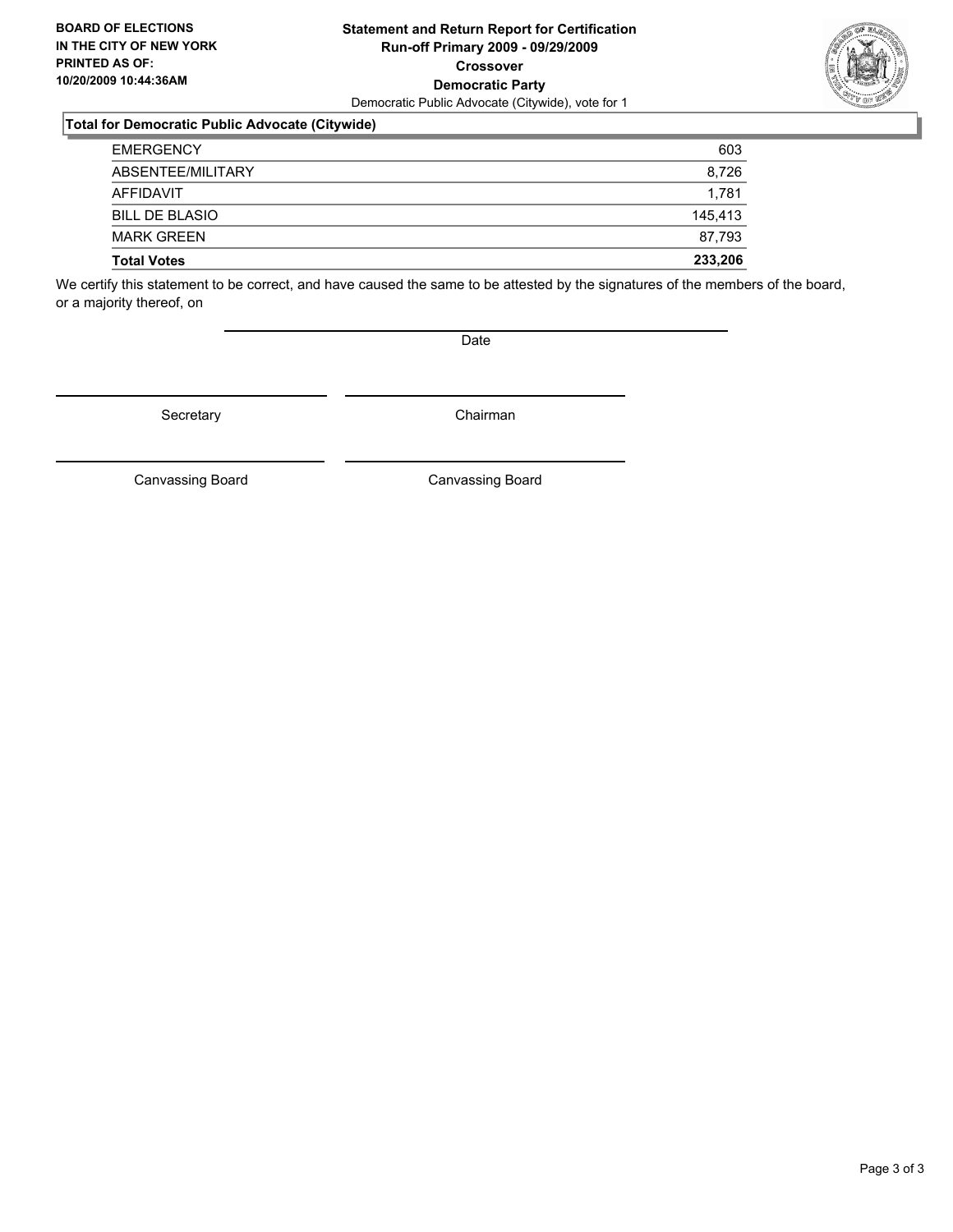**BOARD OF ELECTIONS IN THE CITY OF NEW YORK PRINTED AS OF: 10/20/2009 10:44:36AM**

**Statement and Return Report for Certification**
**Run-off Primary 2009 - 09/29/2009**
**Crossover**
**Democratic Party**
Democratic Public Advocate (Citywide), vote for 1

**Total for Democratic Public Advocate (Citywide)**

| | |
|---|---|
| EMERGENCY | 603 |
| ABSENTEE/MILITARY | 8,726 |
| AFFIDAVIT | 1,781 |
| BILL DE BLASIO | 145,413 |
| MARK GREEN | 87,793 |
| **Total Votes** | **233,206** |

We certify this statement to be correct, and have caused the same to be attested by the signatures of the members of the board, or a majority thereof, on

Date

Secretary

Chairman

Canvassing Board

Canvassing Board